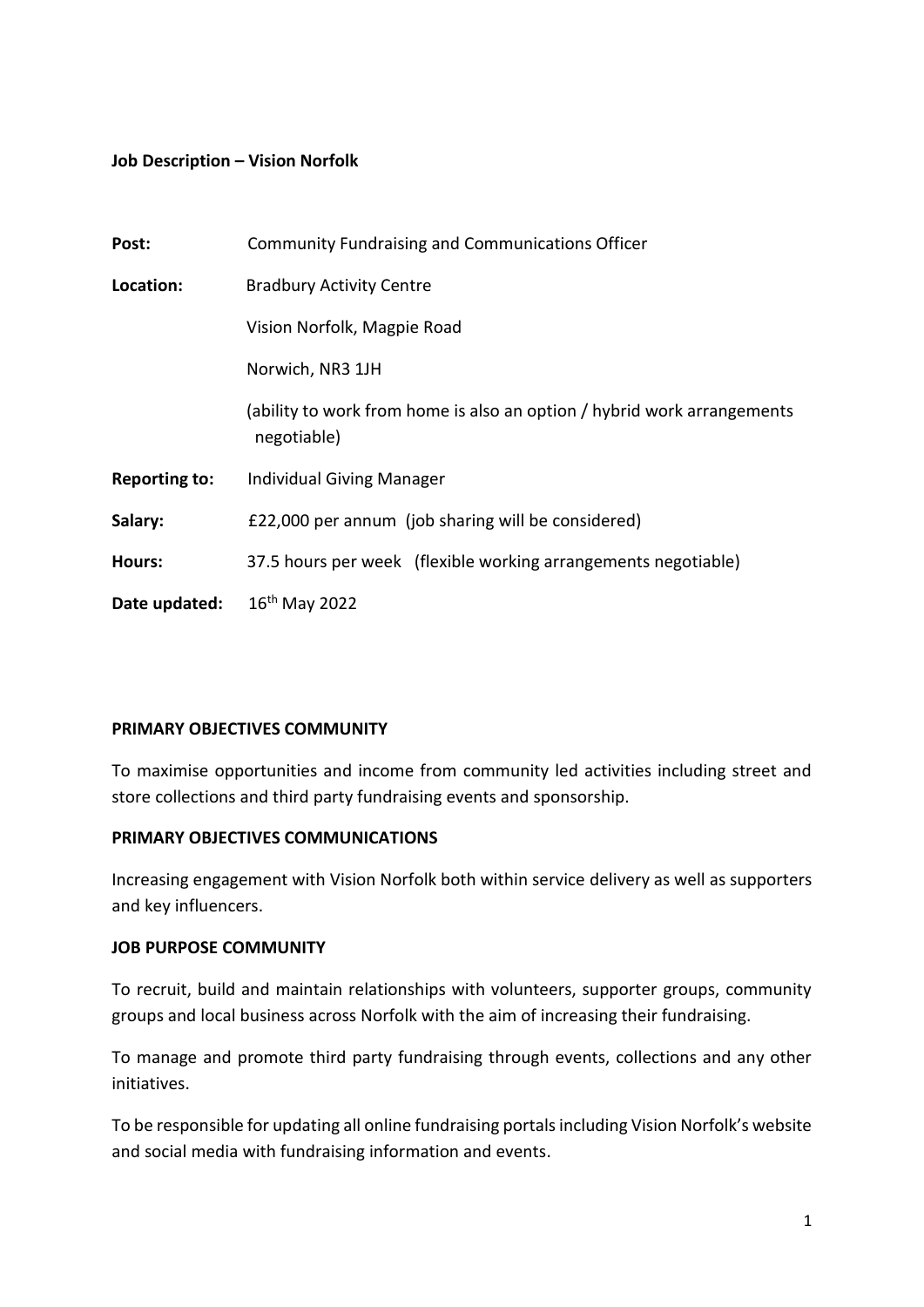**Job Description – Vision Norfolk**

| | |
|---|---|
| **Post:** | Community Fundraising and Communications Officer |
| **Location:** | Bradbury Activity Centre<br>Vision Norfolk, Magpie Road<br>Norwich, NR3 1JH<br>(ability to work from home is also an option / hybrid work arrangements negotiable) |
| **Reporting to:** | Individual Giving Manager |
| **Salary:** | £22,000 per annum (job sharing will be considered) |
| **Hours:** | 37.5 hours per week (flexible working arrangements negotiable) |
| **Date updated:** | 16th May 2022 |

**PRIMARY OBJECTIVES COMMUNITY**

To maximise opportunities and income from community led activities including street and store collections and third party fundraising events and sponsorship.

**PRIMARY OBJECTIVES COMMUNICATIONS**

Increasing engagement with Vision Norfolk both within service delivery as well as supporters and key influencers.

**JOB PURPOSE COMMUNITY**

To recruit, build and maintain relationships with volunteers, supporter groups, community groups and local business across Norfolk with the aim of increasing their fundraising.

To manage and promote third party fundraising through events, collections and any other initiatives.

To be responsible for updating all online fundraising portals including Vision Norfolk's website and social media with fundraising information and events.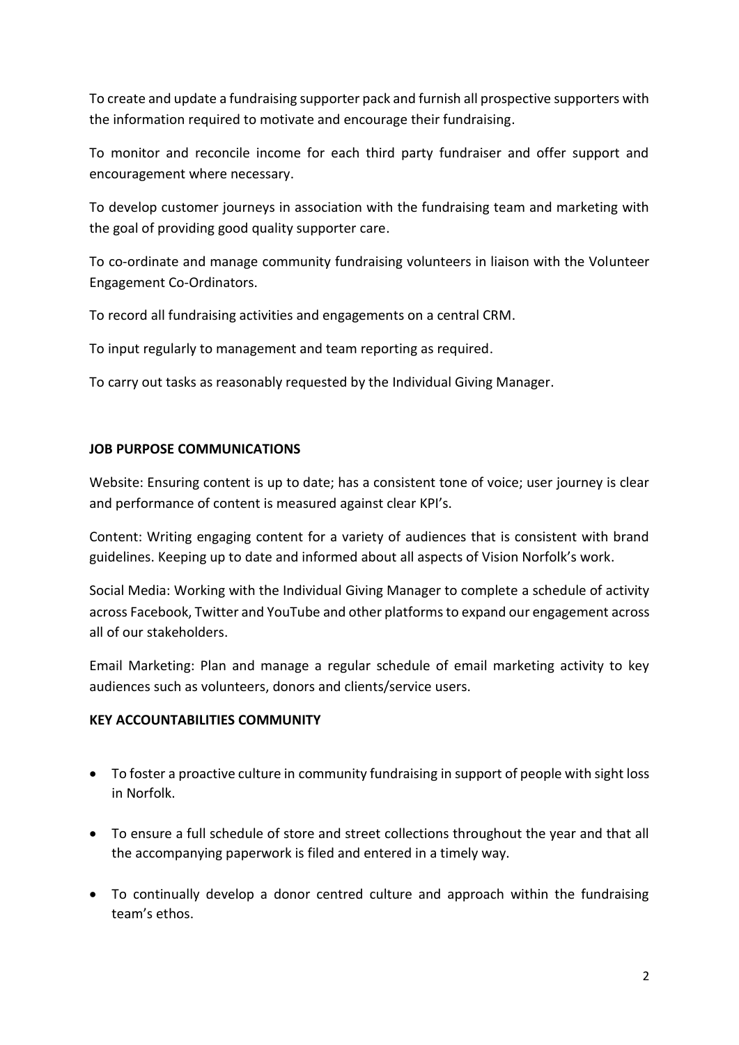To create and update a fundraising supporter pack and furnish all prospective supporters with the information required to motivate and encourage their fundraising.

To monitor and reconcile income for each third party fundraiser and offer support and encouragement where necessary.

To develop customer journeys in association with the fundraising team and marketing with the goal of providing good quality supporter care.

To co-ordinate and manage community fundraising volunteers in liaison with the Volunteer Engagement Co-Ordinators.

To record all fundraising activities and engagements on a central CRM.

To input regularly to management and team reporting as required.

To carry out tasks as reasonably requested by the Individual Giving Manager.

**JOB PURPOSE COMMUNICATIONS**

Website: Ensuring content is up to date; has a consistent tone of voice; user journey is clear and performance of content is measured against clear KPI's.

Content: Writing engaging content for a variety of audiences that is consistent with brand guidelines. Keeping up to date and informed about all aspects of Vision Norfolk's work.

Social Media: Working with the Individual Giving Manager to complete a schedule of activity across Facebook, Twitter and YouTube and other platforms to expand our engagement across all of our stakeholders.

Email Marketing: Plan and manage a regular schedule of email marketing activity to key audiences such as volunteers, donors and clients/service users.

**KEY ACCOUNTABILITIES COMMUNITY**

- To foster a proactive culture in community fundraising in support of people with sight loss in Norfolk.
- To ensure a full schedule of store and street collections throughout the year and that all the accompanying paperwork is filed and entered in a timely way.
- To continually develop a donor centred culture and approach within the fundraising team's ethos.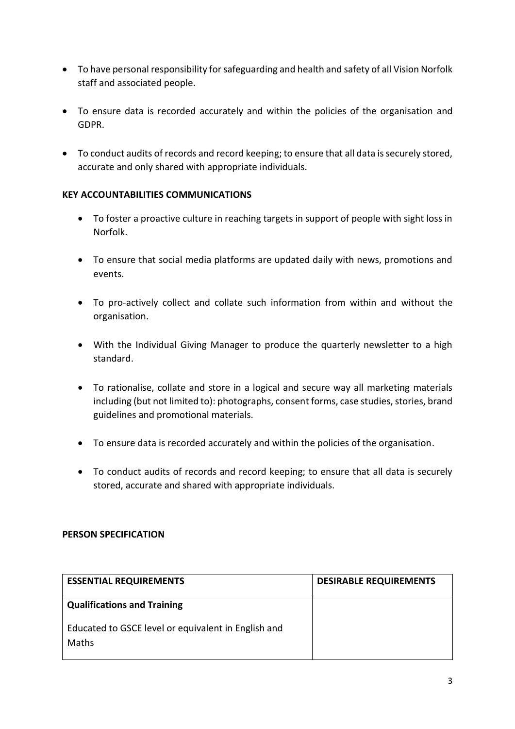- To have personal responsibility for safeguarding and health and safety of all Vision Norfolk staff and associated people.

- To ensure data is recorded accurately and within the policies of the organisation and GDPR.

- To conduct audits of records and record keeping; to ensure that all data is securely stored, accurate and only shared with appropriate individuals.

**KEY ACCOUNTABILITIES COMMUNICATIONS**

- To foster a proactive culture in reaching targets in support of people with sight loss in Norfolk.

- To ensure that social media platforms are updated daily with news, promotions and events.

- To pro-actively collect and collate such information from within and without the organisation.

- With the Individual Giving Manager to produce the quarterly newsletter to a high standard.

- To rationalise, collate and store in a logical and secure way all marketing materials including (but not limited to): photographs, consent forms, case studies, stories, brand guidelines and promotional materials.

- To ensure data is recorded accurately and within the policies of the organisation.

- To conduct audits of records and record keeping; to ensure that all data is securely stored, accurate and shared with appropriate individuals.

**PERSON SPECIFICATION**

| ESSENTIAL REQUIREMENTS | DESIRABLE REQUIREMENTS |
|---|---|
| **Qualifications and Training**<br><br>Educated to GSCE level or equivalent in English and Maths | |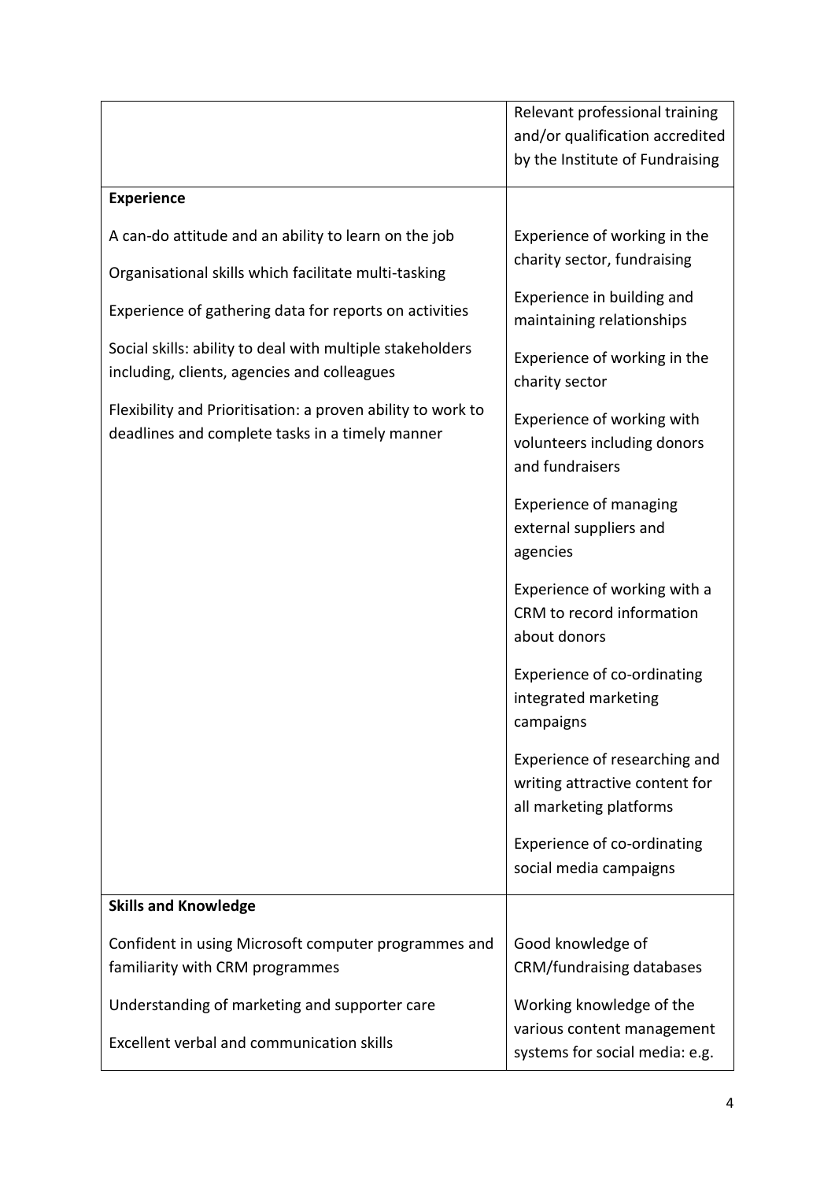| | |
|---|---|
| | Relevant professional training and/or qualification accredited by the Institute of Fundraising |
| **Experience**<br><br>A can-do attitude and an ability to learn on the job<br><br>Organisational skills which facilitate multi-tasking<br><br>Experience of gathering data for reports on activities<br><br>Social skills: ability to deal with multiple stakeholders including, clients, agencies and colleagues<br><br>Flexibility and Prioritisation: a proven ability to work to deadlines and complete tasks in a timely manner | Experience of working in the charity sector, fundraising<br><br>Experience in building and maintaining relationships<br><br>Experience of working in the charity sector<br><br>Experience of working with volunteers including donors and fundraisers<br><br>Experience of managing external suppliers and agencies<br><br>Experience of working with a CRM to record information about donors<br><br>Experience of co-ordinating integrated marketing campaigns<br><br>Experience of researching and writing attractive content for all marketing platforms<br><br>Experience of co-ordinating social media campaigns |
| **Skills and Knowledge**<br><br>Confident in using Microsoft computer programmes and familiarity with CRM programmes<br><br>Understanding of marketing and supporter care<br><br>Excellent verbal and communication skills | Good knowledge of CRM/fundraising databases<br><br>Working knowledge of the various content management systems for social media: e.g. |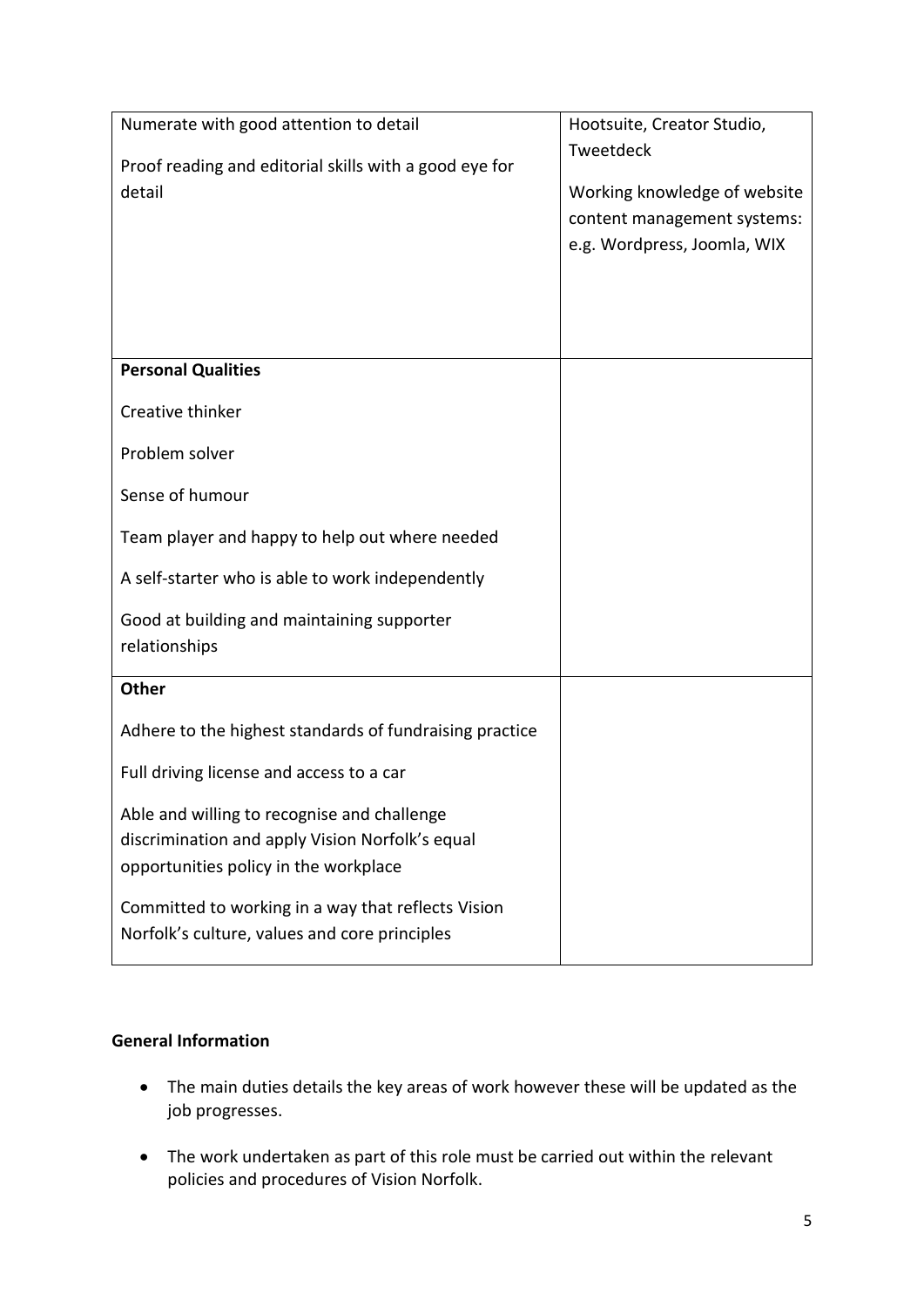| | |
|---|---|
| Numerate with good attention to detail<br><br>Proof reading and editorial skills with a good eye for detail | Hootsuite, Creator Studio, Tweetdeck<br><br>Working knowledge of website content management systems: e.g. Wordpress, Joomla, WIX |
| **Personal Qualities**<br><br>Creative thinker<br><br>Problem solver<br><br>Sense of humour<br><br>Team player and happy to help out where needed<br><br>A self-starter who is able to work independently<br><br>Good at building and maintaining supporter relationships | |
| **Other**<br><br>Adhere to the highest standards of fundraising practice<br><br>Full driving license and access to a car<br><br>Able and willing to recognise and challenge discrimination and apply Vision Norfolk's equal opportunities policy in the workplace<br><br>Committed to working in a way that reflects Vision Norfolk's culture, values and core principles | |

**General Information**

- The main duties details the key areas of work however these will be updated as the job progresses.
- The work undertaken as part of this role must be carried out within the relevant policies and procedures of Vision Norfolk.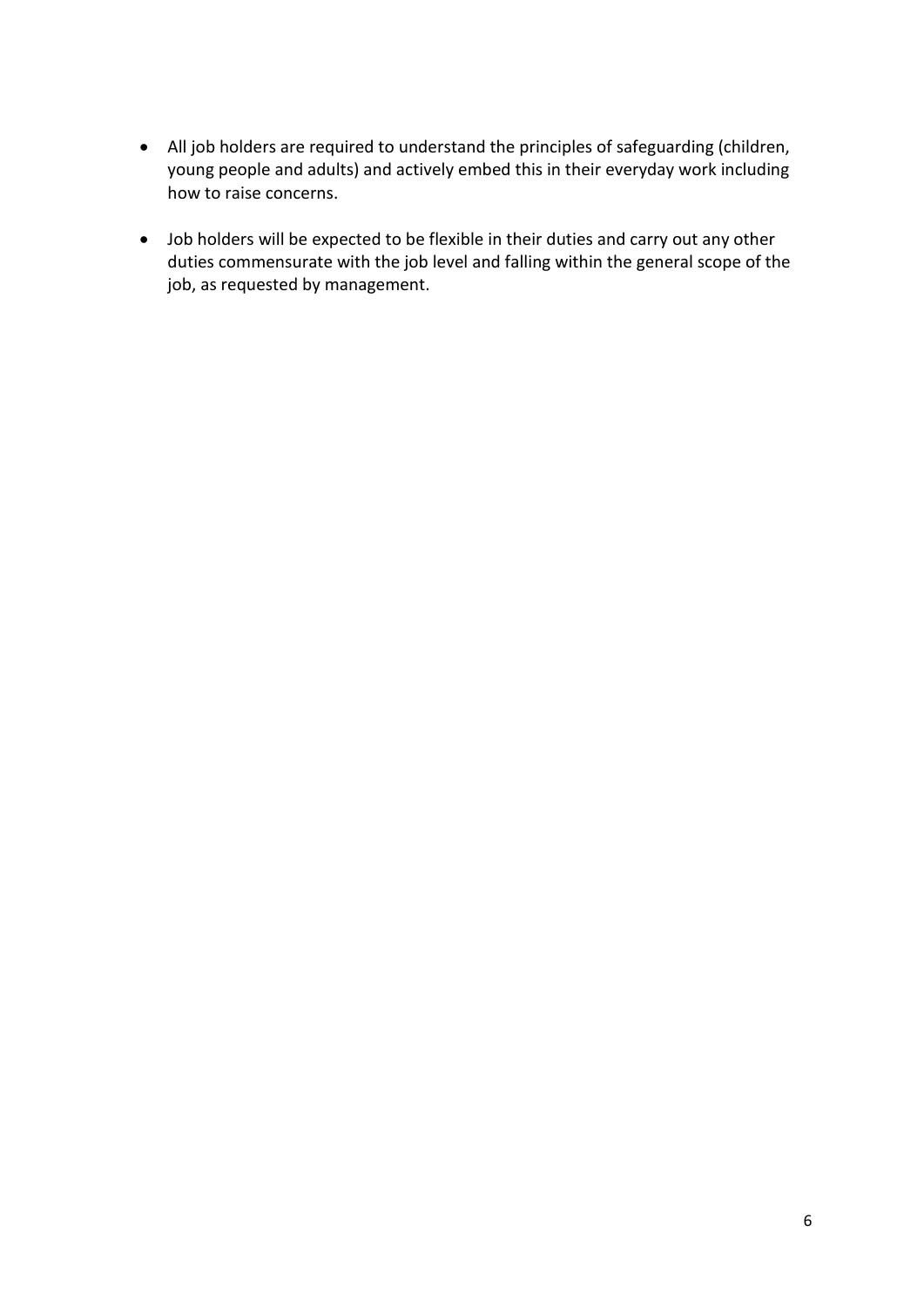- All job holders are required to understand the principles of safeguarding (children, young people and adults) and actively embed this in their everyday work including how to raise concerns.
- Job holders will be expected to be flexible in their duties and carry out any other duties commensurate with the job level and falling within the general scope of the job, as requested by management.